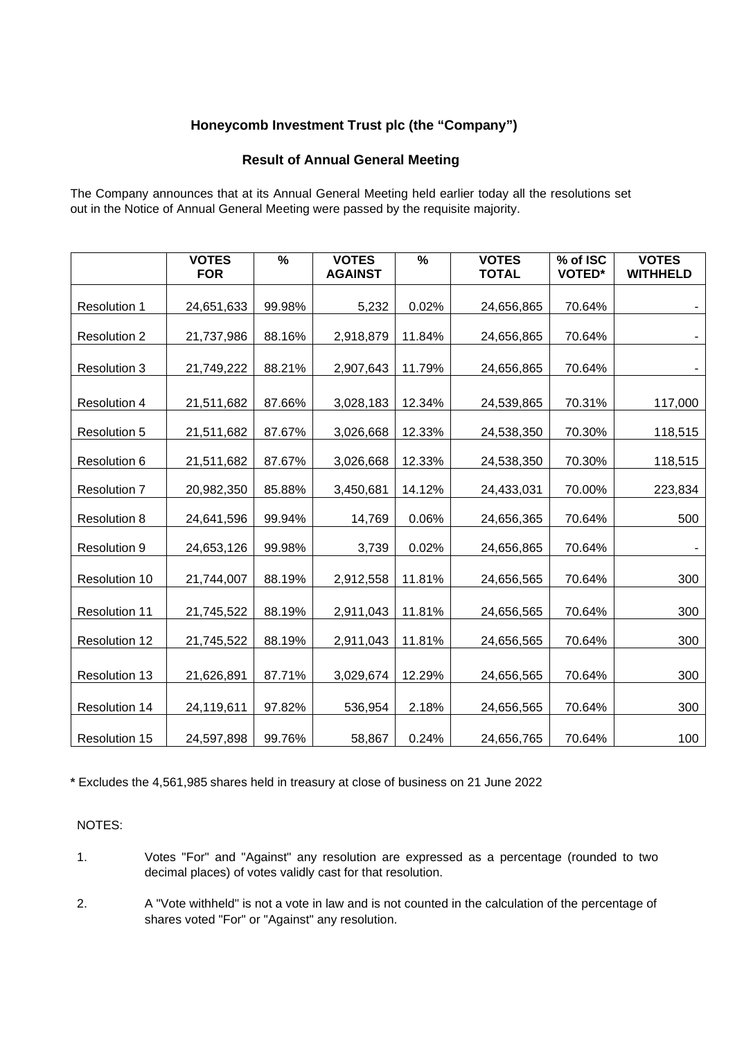**Honeycomb Investment Trust plc (the "Company")**

**Result of Annual General Meeting**

The Company announces that at its Annual General Meeting held earlier today all the resolutions set out in the Notice of Annual General Meeting were passed by the requisite majority.

| | VOTES FOR | % | VOTES AGAINST | % | VOTES TOTAL | % of ISC VOTED* | VOTES WITHHELD |
|---|---|---|---|---|---|---|---|
| Resolution 1 | 24,651,633 | 99.98% | 5,232 | 0.02% | 24,656,865 | 70.64% | - |
| Resolution 2 | 21,737,986 | 88.16% | 2,918,879 | 11.84% | 24,656,865 | 70.64% | - |
| Resolution 3 | 21,749,222 | 88.21% | 2,907,643 | 11.79% | 24,656,865 | 70.64% | - |
| Resolution 4 | 21,511,682 | 87.66% | 3,028,183 | 12.34% | 24,539,865 | 70.31% | 117,000 |
| Resolution 5 | 21,511,682 | 87.67% | 3,026,668 | 12.33% | 24,538,350 | 70.30% | 118,515 |
| Resolution 6 | 21,511,682 | 87.67% | 3,026,668 | 12.33% | 24,538,350 | 70.30% | 118,515 |
| Resolution 7 | 20,982,350 | 85.88% | 3,450,681 | 14.12% | 24,433,031 | 70.00% | 223,834 |
| Resolution 8 | 24,641,596 | 99.94% | 14,769 | 0.06% | 24,656,365 | 70.64% | 500 |
| Resolution 9 | 24,653,126 | 99.98% | 3,739 | 0.02% | 24,656,865 | 70.64% | - |
| Resolution 10 | 21,744,007 | 88.19% | 2,912,558 | 11.81% | 24,656,565 | 70.64% | 300 |
| Resolution 11 | 21,745,522 | 88.19% | 2,911,043 | 11.81% | 24,656,565 | 70.64% | 300 |
| Resolution 12 | 21,745,522 | 88.19% | 2,911,043 | 11.81% | 24,656,565 | 70.64% | 300 |
| Resolution 13 | 21,626,891 | 87.71% | 3,029,674 | 12.29% | 24,656,565 | 70.64% | 300 |
| Resolution 14 | 24,119,611 | 97.82% | 536,954 | 2.18% | 24,656,565 | 70.64% | 300 |
| Resolution 15 | 24,597,898 | 99.76% | 58,867 | 0.24% | 24,656,765 | 70.64% | 100 |

**\*** Excludes the 4,561,985 shares held in treasury at close of business on 21 June 2022

NOTES:

1. Votes "For" and "Against" any resolution are expressed as a percentage (rounded to two decimal places) of votes validly cast for that resolution.

2. A "Vote withheld" is not a vote in law and is not counted in the calculation of the percentage of shares voted "For" or "Against" any resolution.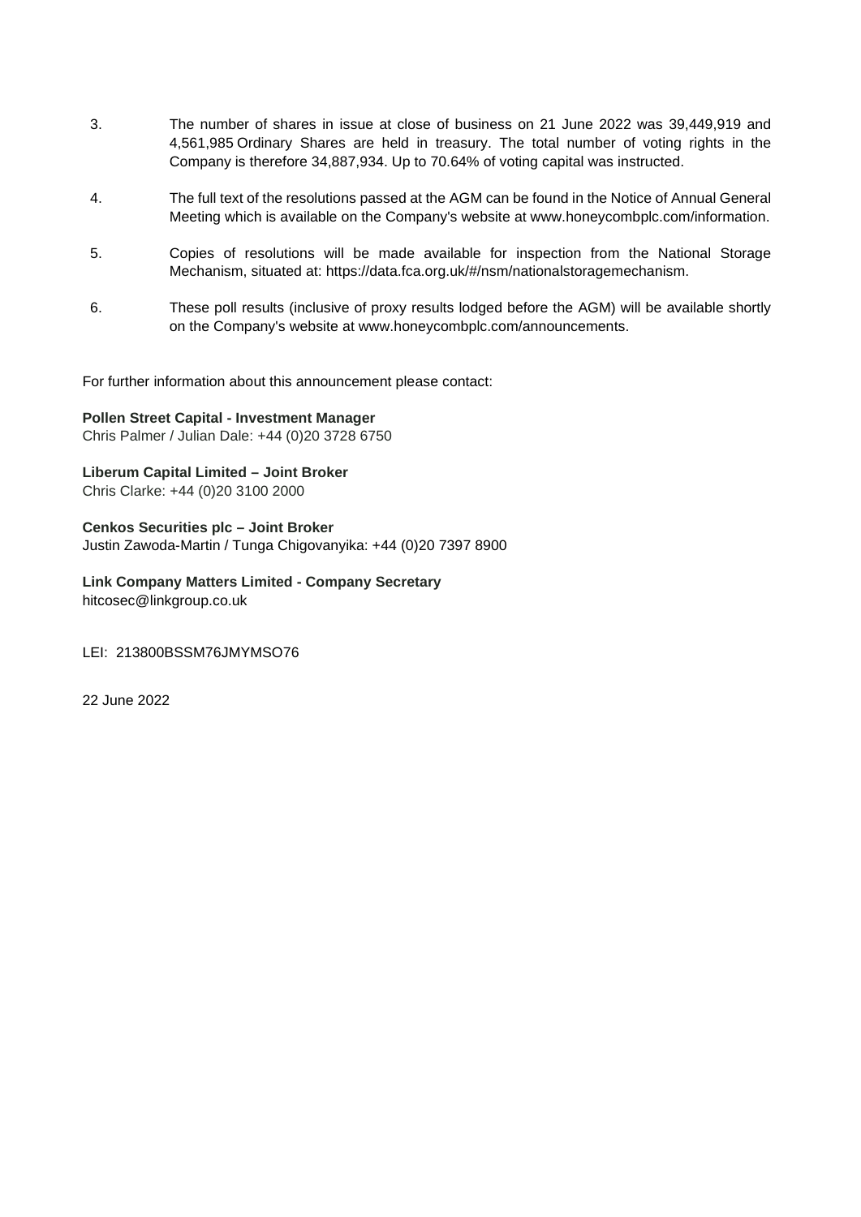3. The number of shares in issue at close of business on 21 June 2022 was 39,449,919 and 4,561,985 Ordinary Shares are held in treasury. The total number of voting rights in the Company is therefore 34,887,934. Up to 70.64% of voting capital was instructed.

4. The full text of the resolutions passed at the AGM can be found in the Notice of Annual General Meeting which is available on the Company's website at www.honeycombplc.com/information.

5. Copies of resolutions will be made available for inspection from the National Storage Mechanism, situated at: https://data.fca.org.uk/#/nsm/nationalstoragemechanism.

6. These poll results (inclusive of proxy results lodged before the AGM) will be available shortly on the Company's website at www.honeycombplc.com/announcements.

For further information about this announcement please contact:

**Pollen Street Capital - Investment Manager**
Chris Palmer / Julian Dale: +44 (0)20 3728 6750

**Liberum Capital Limited – Joint Broker**
Chris Clarke: +44 (0)20 3100 2000

**Cenkos Securities plc – Joint Broker**
Justin Zawoda-Martin / Tunga Chigovanyika: +44 (0)20 7397 8900

**Link Company Matters Limited - Company Secretary**
hitcosec@linkgroup.co.uk

LEI: 213800BSSM76JMYMSO76

22 June 2022